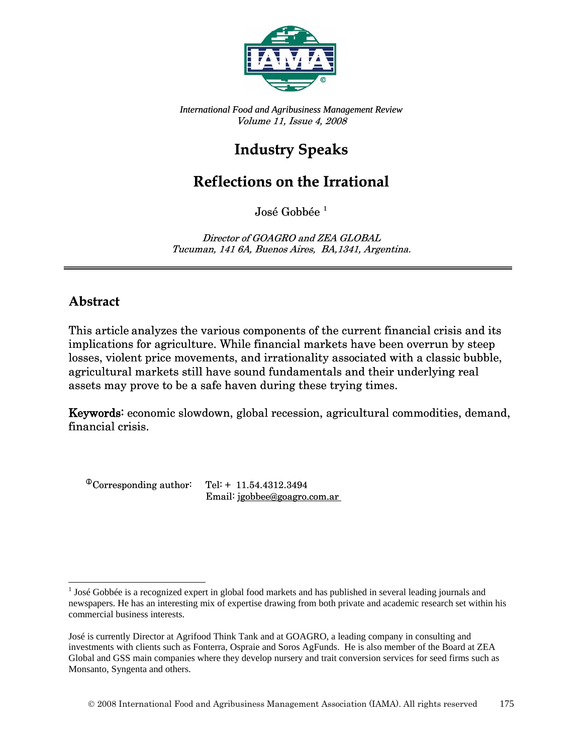*International Food and Agribusiness Management Review*
*Volume 11, Issue 4, 2008*

# Industry Speaks

# Reflections on the Irrational

José Gobbée [1]

*Director of GOAGRO and ZEA GLOBAL*
*Tucuman, 141 6A, Buenos Aires, BA,1341, Argentina.*

## Abstract

This article analyzes the various components of the current financial crisis and its implications for agriculture. While financial markets have been overrun by steep losses, violent price movements, and irrationality associated with a classic bubble, agricultural markets still have sound fundamentals and their underlying real assets may prove to be a safe haven during these trying times.

**Keywords**: economic slowdown, global recession, agricultural commodities, demand, financial crisis.

[①]Corresponding author: Tel: + 11.54.4312.3494
Email: jgobbee@goagro.com.ar

[1] José Gobbée is a recognized expert in global food markets and has published in several leading journals and newspapers. He has an interesting mix of expertise drawing from both private and academic research set within his commercial business interests.

José is currently Director at Agrifood Think Tank and at GOAGRO, a leading company in consulting and investments with clients such as Fonterra, Ospraie and Soros AgFunds. He is also member of the Board at ZEA Global and GSS main companies where they develop nursery and trait conversion services for seed firms such as Monsanto, Syngenta and others.

© 2008 International Food and Agribusiness Management Association (IAMA). All rights reserved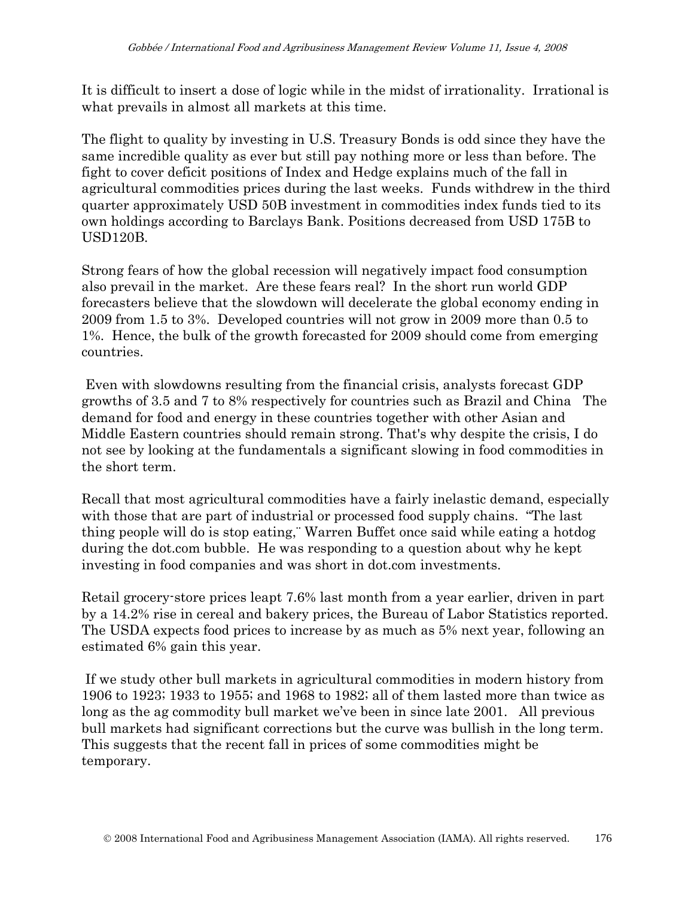It is difficult to insert a dose of logic while in the midst of irrationality. Irrational is what prevails in almost all markets at this time.

The flight to quality by investing in U.S. Treasury Bonds is odd since they have the same incredible quality as ever but still pay nothing more or less than before. The fight to cover deficit positions of Index and Hedge explains much of the fall in agricultural commodities prices during the last weeks. Funds withdrew in the third quarter approximately USD 50B investment in commodities index funds tied to its own holdings according to Barclays Bank. Positions decreased from USD 175B to USD120B.

Strong fears of how the global recession will negatively impact food consumption also prevail in the market. Are these fears real? In the short run world GDP forecasters believe that the slowdown will decelerate the global economy ending in 2009 from 1.5 to 3%. Developed countries will not grow in 2009 more than 0.5 to 1%. Hence, the bulk of the growth forecasted for 2009 should come from emerging countries.

Even with slowdowns resulting from the financial crisis, analysts forecast GDP growths of 3.5 and 7 to 8% respectively for countries such as Brazil and China The demand for food and energy in these countries together with other Asian and Middle Eastern countries should remain strong. That's why despite the crisis, I do not see by looking at the fundamentals a significant slowing in food commodities in the short term.

Recall that most agricultural commodities have a fairly inelastic demand, especially with those that are part of industrial or processed food supply chains. "The last thing people will do is stop eating," Warren Buffet once said while eating a hotdog during the dot.com bubble. He was responding to a question about why he kept investing in food companies and was short in dot.com investments.

Retail grocery-store prices leapt 7.6% last month from a year earlier, driven in part by a 14.2% rise in cereal and bakery prices, the Bureau of Labor Statistics reported. The USDA expects food prices to increase by as much as 5% next year, following an estimated 6% gain this year.

If we study other bull markets in agricultural commodities in modern history from 1906 to 1923; 1933 to 1955; and 1968 to 1982; all of them lasted more than twice as long as the ag commodity bull market we've been in since late 2001. All previous bull markets had significant corrections but the curve was bullish in the long term. This suggests that the recent fall in prices of some commodities might be temporary.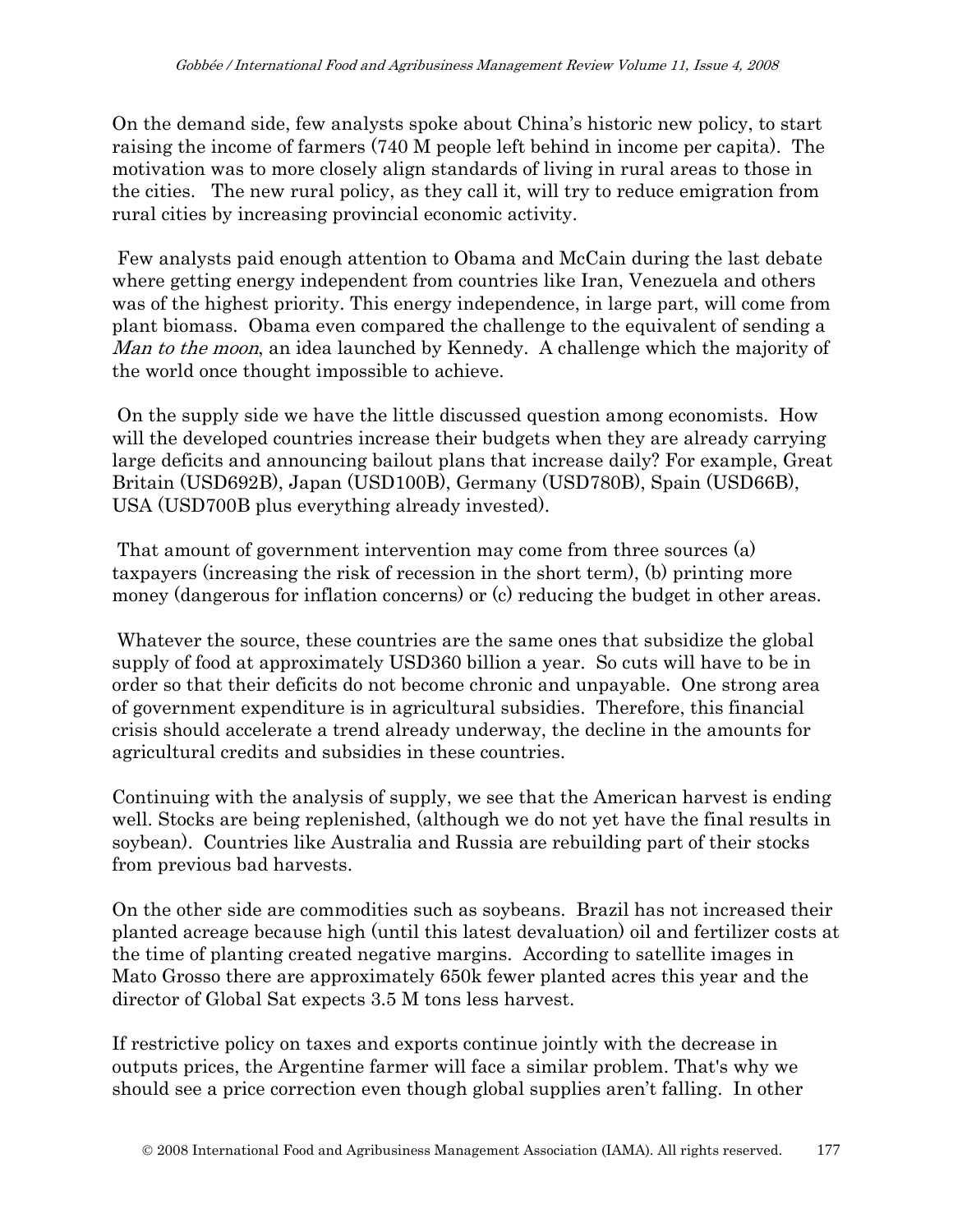On the demand side, few analysts spoke about China's historic new policy, to start raising the income of farmers (740 M people left behind in income per capita). The motivation was to more closely align standards of living in rural areas to those in the cities. The new rural policy, as they call it, will try to reduce emigration from rural cities by increasing provincial economic activity.

Few analysts paid enough attention to Obama and McCain during the last debate where getting energy independent from countries like Iran, Venezuela and others was of the highest priority. This energy independence, in large part, will come from plant biomass. Obama even compared the challenge to the equivalent of sending a *Man to the moon*, an idea launched by Kennedy. A challenge which the majority of the world once thought impossible to achieve.

On the supply side we have the little discussed question among economists. How will the developed countries increase their budgets when they are already carrying large deficits and announcing bailout plans that increase daily? For example, Great Britain (USD692B), Japan (USD100B), Germany (USD780B), Spain (USD66B), USA (USD700B plus everything already invested).

That amount of government intervention may come from three sources (a) taxpayers (increasing the risk of recession in the short term), (b) printing more money (dangerous for inflation concerns) or (c) reducing the budget in other areas.

Whatever the source, these countries are the same ones that subsidize the global supply of food at approximately USD360 billion a year. So cuts will have to be in order so that their deficits do not become chronic and unpayable. One strong area of government expenditure is in agricultural subsidies. Therefore, this financial crisis should accelerate a trend already underway, the decline in the amounts for agricultural credits and subsidies in these countries.

Continuing with the analysis of supply, we see that the American harvest is ending well. Stocks are being replenished, (although we do not yet have the final results in soybean). Countries like Australia and Russia are rebuilding part of their stocks from previous bad harvests.

On the other side are commodities such as soybeans. Brazil has not increased their planted acreage because high (until this latest devaluation) oil and fertilizer costs at the time of planting created negative margins. According to satellite images in Mato Grosso there are approximately 650k fewer planted acres this year and the director of Global Sat expects 3.5 M tons less harvest.

If restrictive policy on taxes and exports continue jointly with the decrease in outputs prices, the Argentine farmer will face a similar problem. That's why we should see a price correction even though global supplies aren't falling. In other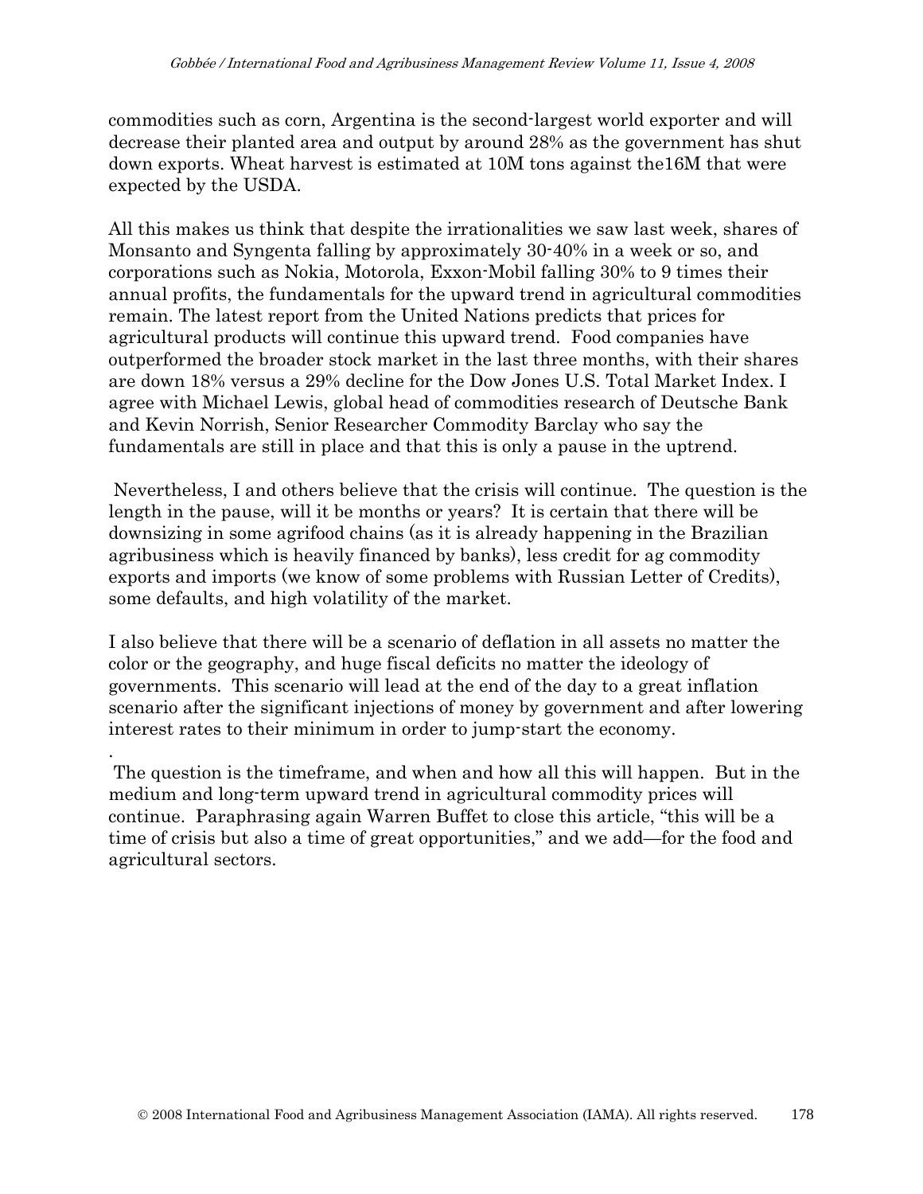commodities such as corn, Argentina is the second-largest world exporter and will decrease their planted area and output by around 28% as the government has shut down exports. Wheat harvest is estimated at 10M tons against the16M that were expected by the USDA.

All this makes us think that despite the irrationalities we saw last week, shares of Monsanto and Syngenta falling by approximately 30-40% in a week or so, and corporations such as Nokia, Motorola, Exxon-Mobil falling 30% to 9 times their annual profits, the fundamentals for the upward trend in agricultural commodities remain. The latest report from the United Nations predicts that prices for agricultural products will continue this upward trend. Food companies have outperformed the broader stock market in the last three months, with their shares are down 18% versus a 29% decline for the Dow Jones U.S. Total Market Index. I agree with Michael Lewis, global head of commodities research of Deutsche Bank and Kevin Norrish, Senior Researcher Commodity Barclay who say the fundamentals are still in place and that this is only a pause in the uptrend.

Nevertheless, I and others believe that the crisis will continue. The question is the length in the pause, will it be months or years? It is certain that there will be downsizing in some agrifood chains (as it is already happening in the Brazilian agribusiness which is heavily financed by banks), less credit for ag commodity exports and imports (we know of some problems with Russian Letter of Credits), some defaults, and high volatility of the market.

I also believe that there will be a scenario of deflation in all assets no matter the color or the geography, and huge fiscal deficits no matter the ideology of governments. This scenario will lead at the end of the day to a great inflation scenario after the significant injections of money by government and after lowering interest rates to their minimum in order to jump-start the economy.

.

The question is the timeframe, and when and how all this will happen. But in the medium and long-term upward trend in agricultural commodity prices will continue. Paraphrasing again Warren Buffet to close this article, "this will be a time of crisis but also a time of great opportunities," and we add—for the food and agricultural sectors.